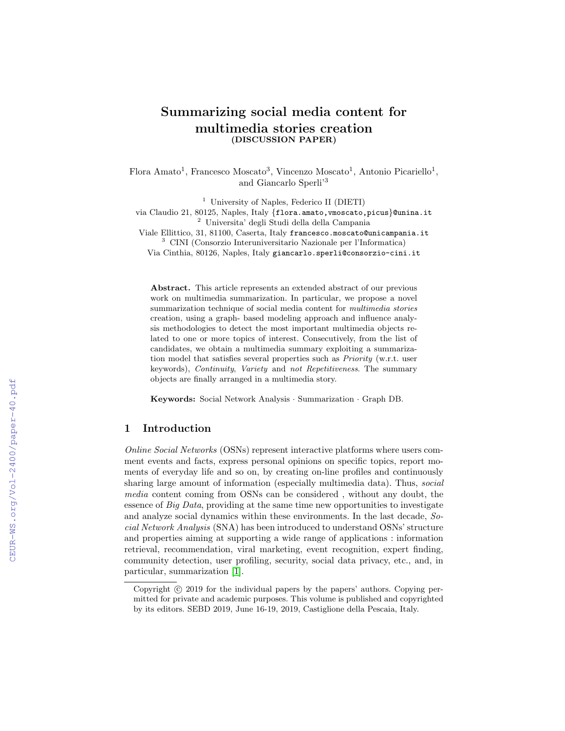# Summarizing social media content for multimedia stories creation

**(DISCUSSION PAPER)**

Flora Amato[1], Francesco Moscato[3], Vincenzo Moscato[1], Antonio Picariello[1], and Giancarlo Sperli'[3]

[1] University of Naples, Federico II (DIETI)
via Claudio 21, 80125, Naples, Italy {flora.amato,vmoscato,picus}@unina.it

[2] Universita' degli Studi della della Campania
Viale Ellittico, 31, 81100, Caserta, Italy francesco.moscato@unicampania.it

[3] CINI (Consorzio Interuniversitario Nazionale per l'Informatica)
Via Cinthia, 80126, Naples, Italy giancarlo.sperli@consorzio-cini.it

**Abstract.** This article represents an extended abstract of our previous work on multimedia summarization. In particular, we propose a novel summarization technique of social media content for *multimedia stories* creation, using a graph- based modeling approach and influence analysis methodologies to detect the most important multimedia objects related to one or more topics of interest. Consecutively, from the list of candidates, we obtain a multimedia summary exploiting a summarization model that satisfies several properties such as *Priority* (w.r.t. user keywords), *Continuity*, *Variety* and *not Repetitiveness*. The summary objects are finally arranged in a multimedia story.

**Keywords:** Social Network Analysis · Summarization · Graph DB.

## 1 Introduction

*Online Social Networks* (OSNs) represent interactive platforms where users comment events and facts, express personal opinions on specific topics, report moments of everyday life and so on, by creating on-line profiles and continuously sharing large amount of information (especially multimedia data). Thus, *social media* content coming from OSNs can be considered , without any doubt, the essence of *Big Data*, providing at the same time new opportunities to investigate and analyze social dynamics within these environments. In the last decade, *Social Network Analysis* (SNA) has been introduced to understand OSNs' structure and properties aiming at supporting a wide range of applications : information retrieval, recommendation, viral marketing, event recognition, expert finding, community detection, user profiling, security, social data privacy, etc., and, in particular, summarization [1].

Copyright © 2019 for the individual papers by the papers' authors. Copying permitted for private and academic purposes. This volume is published and copyrighted by its editors. SEBD 2019, June 16-19, 2019, Castiglione della Pescaia, Italy.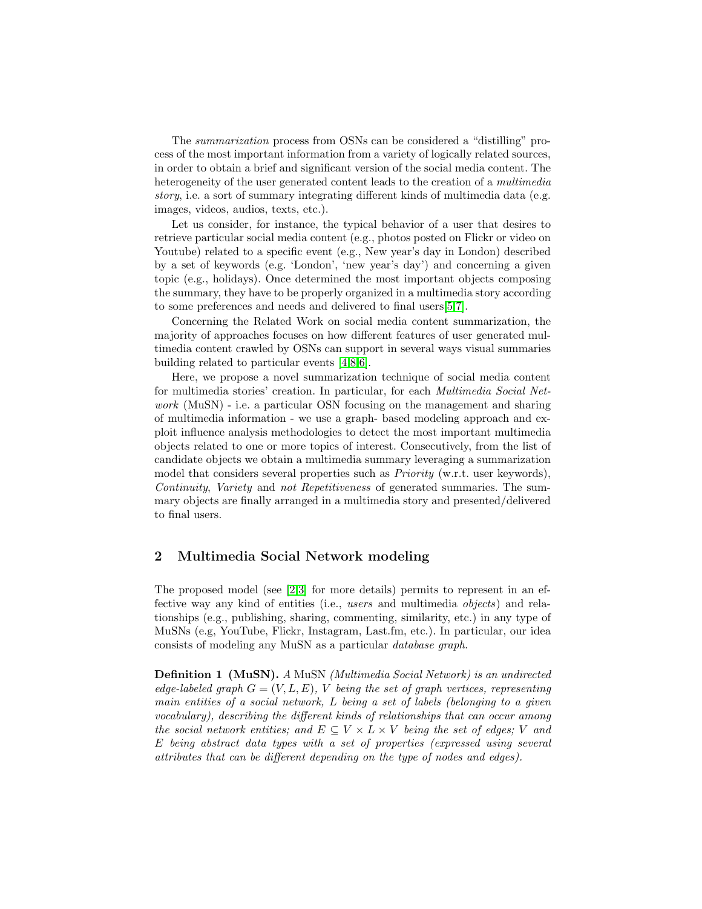The *summarization* process from OSNs can be considered a "distilling" process of the most important information from a variety of logically related sources, in order to obtain a brief and significant version of the social media content. The heterogeneity of the user generated content leads to the creation of a *multimedia story*, i.e. a sort of summary integrating different kinds of multimedia data (e.g. images, videos, audios, texts, etc.).

Let us consider, for instance, the typical behavior of a user that desires to retrieve particular social media content (e.g., photos posted on Flickr or video on Youtube) related to a specific event (e.g., New year's day in London) described by a set of keywords (e.g. 'London', 'new year's day') and concerning a given topic (e.g., holidays). Once determined the most important objects composing the summary, they have to be properly organized in a multimedia story according to some preferences and needs and delivered to final users[5,7].

Concerning the Related Work on social media content summarization, the majority of approaches focuses on how different features of user generated multimedia content crawled by OSNs can support in several ways visual summaries building related to particular events [4,8,6].

Here, we propose a novel summarization technique of social media content for multimedia stories' creation. In particular, for each *Multimedia Social Network* (MuSN) - i.e. a particular OSN focusing on the management and sharing of multimedia information - we use a graph- based modeling approach and exploit influence analysis methodologies to detect the most important multimedia objects related to one or more topics of interest. Consecutively, from the list of candidate objects we obtain a multimedia summary leveraging a summarization model that considers several properties such as *Priority* (w.r.t. user keywords), *Continuity*, *Variety* and *not Repetitiveness* of generated summaries. The summary objects are finally arranged in a multimedia story and presented/delivered to final users.

## 2 Multimedia Social Network modeling

The proposed model (see [2,3] for more details) permits to represent in an effective way any kind of entities (i.e., *users* and multimedia *objects*) and relationships (e.g., publishing, sharing, commenting, similarity, etc.) in any type of MuSNs (e.g, YouTube, Flickr, Instagram, Last.fm, etc.). In particular, our idea consists of modeling any MuSN as a particular *database graph*.

**Definition 1 (MuSN).** *A* MuSN *(Multimedia Social Network) is an undirected edge-labeled graph $G = (V, L, E)$, $V$ being the set of graph vertices, representing main entities of a social network, $L$ being a set of labels (belonging to a given vocabulary), describing the different kinds of relationships that can occur among the social network entities; and $E \subseteq V \times L \times V$ being the set of edges; $V$ and $E$ being abstract data types with a set of properties (expressed using several attributes that can be different depending on the type of nodes and edges).*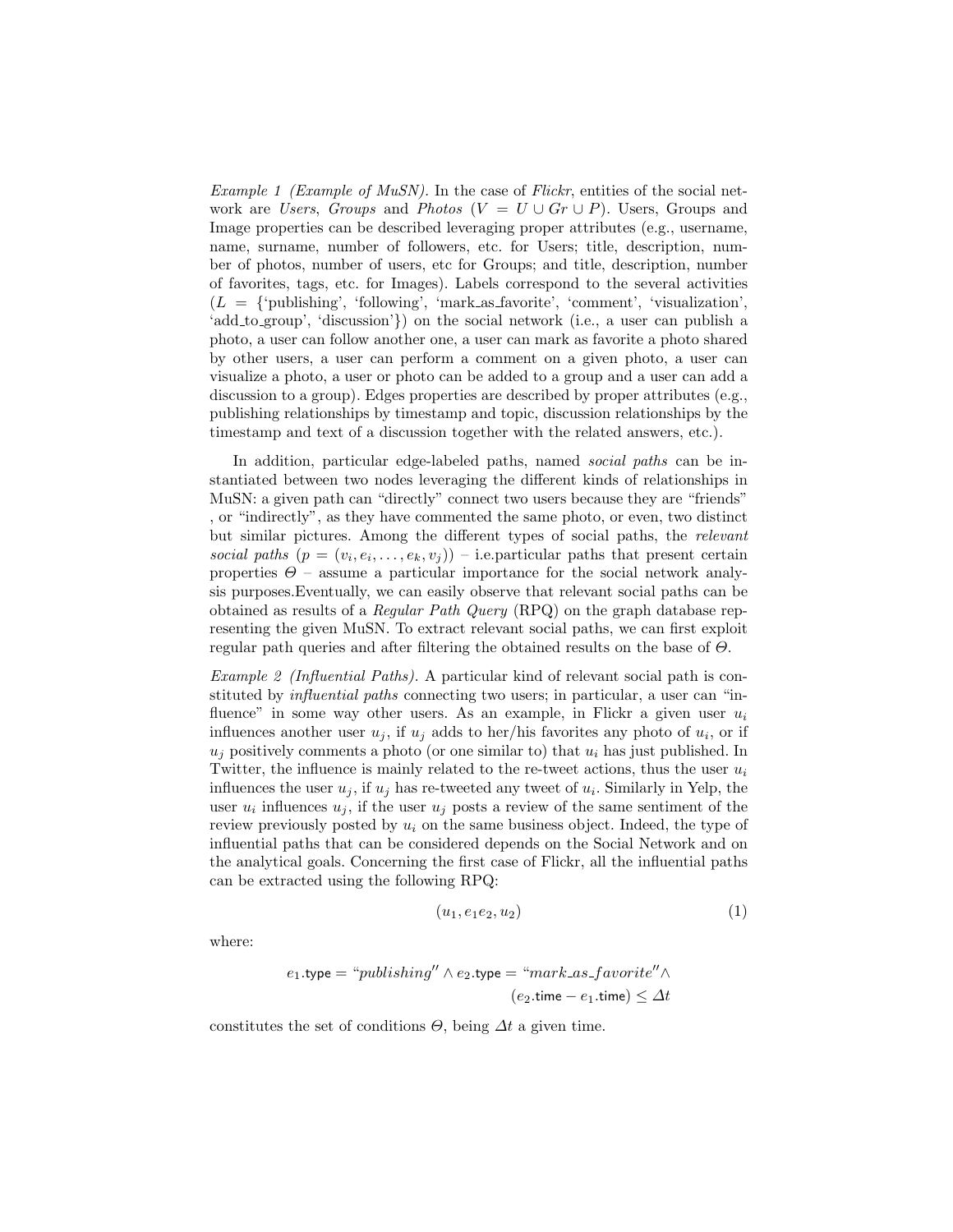*Example 1 (Example of MuSN).* In the case of *Flickr*, entities of the social network are *Users*, *Groups* and *Photos* ($V = U \cup Gr \cup P$). Users, Groups and Image properties can be described leveraging proper attributes (e.g., username, name, surname, number of followers, etc. for Users; title, description, number of photos, number of users, etc for Groups; and title, description, number of favorites, tags, etc. for Images). Labels correspond to the several activities ($L$ = {'publishing', 'following', 'mark_as_favorite', 'comment', 'visualization', 'add_to_group', 'discussion'}) on the social network (i.e., a user can publish a photo, a user can follow another one, a user can mark as favorite a photo shared by other users, a user can perform a comment on a given photo, a user can visualize a photo, a user or photo can be added to a group and a user can add a discussion to a group). Edges properties are described by proper attributes (e.g., publishing relationships by timestamp and topic, discussion relationships by the timestamp and text of a discussion together with the related answers, etc.).

In addition, particular edge-labeled paths, named *social paths* can be instantiated between two nodes leveraging the different kinds of relationships in MuSN: a given path can "directly" connect two users because they are "friends" , or "indirectly", as they have commented the same photo, or even, two distinct but similar pictures. Among the different types of social paths, the *relevant social paths* ($p = (v_i, e_i, \dots, e_k, v_j)$) – i.e.particular paths that present certain properties $\Theta$ – assume a particular importance for the social network analysis purposes.Eventually, we can easily observe that relevant social paths can be obtained as results of a *Regular Path Query* (RPQ) on the graph database representing the given MuSN. To extract relevant social paths, we can first exploit regular path queries and after filtering the obtained results on the base of $\Theta$.

*Example 2 (Influential Paths).* A particular kind of relevant social path is constituted by *influential paths* connecting two users; in particular, a user can "influence" in some way other users. As an example, in Flickr a given user $u_i$ influences another user $u_j$, if $u_j$ adds to her/his favorites any photo of $u_i$, or if $u_j$ positively comments a photo (or one similar to) that $u_i$ has just published. In Twitter, the influence is mainly related to the re-tweet actions, thus the user $u_i$ influences the user $u_j$, if $u_j$ has re-tweeted any tweet of $u_i$. Similarly in Yelp, the user $u_i$ influences $u_j$, if the user $u_j$ posts a review of the same sentiment of the review previously posted by $u_i$ on the same business object. Indeed, the type of influential paths that can be considered depends on the Social Network and on the analytical goals. Concerning the first case of Flickr, all the influential paths can be extracted using the following RPQ:

$$(u_1, e_1 e_2, u_2) \tag{1}$$

where:

$$e_1.\mathsf{type} = \text{“}publishing\text{''} \wedge e_2.\mathsf{type} = \text{“}mark\_as\_favorite\text{''} \wedge (e_2.\mathsf{time} - e_1.\mathsf{time}) \leq \varDelta t$$

constitutes the set of conditions $\Theta$, being $\varDelta t$ a given time.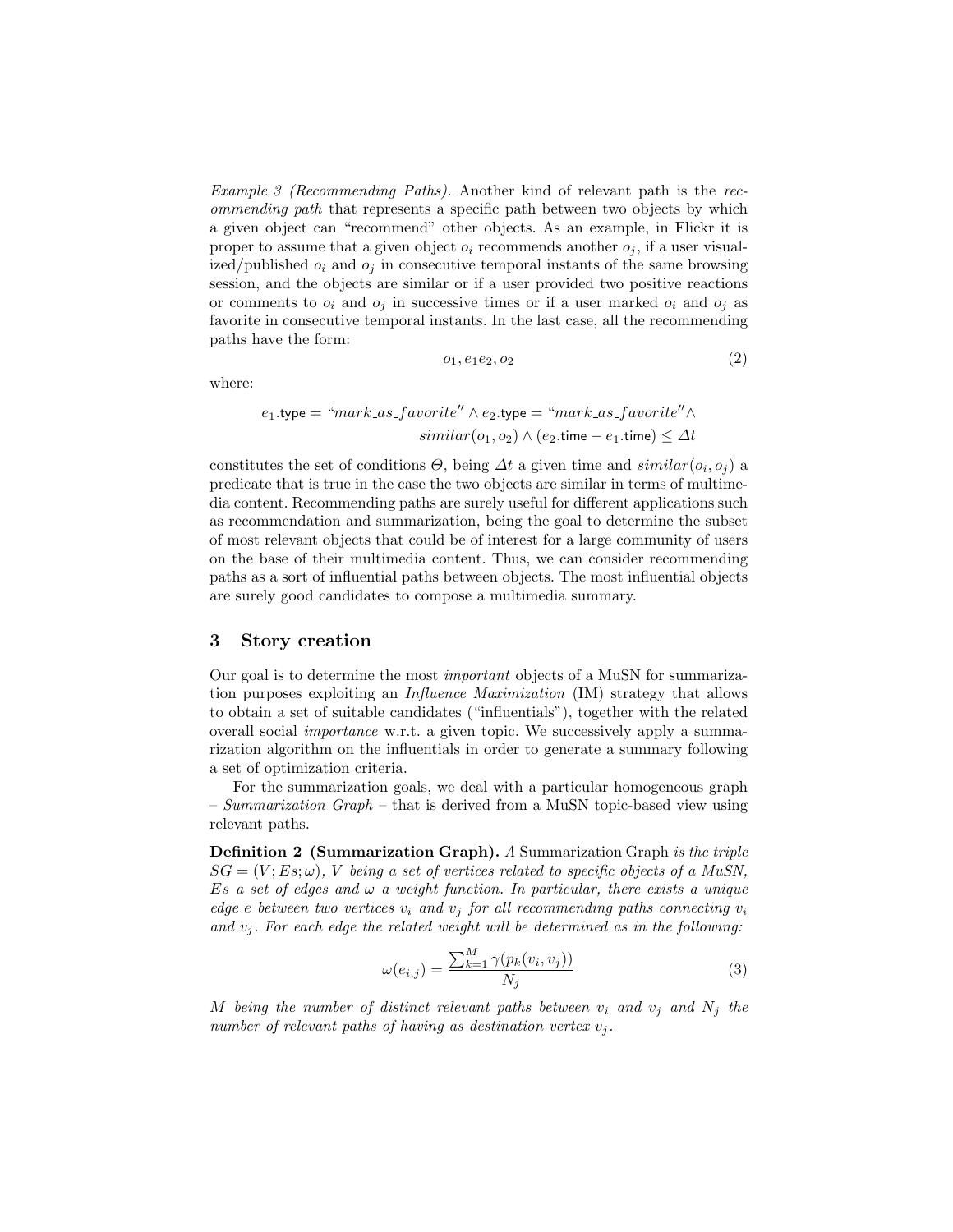*Example 3 (Recommending Paths).* Another kind of relevant path is the *recommending path* that represents a specific path between two objects by which a given object can "recommend" other objects. As an example, in Flickr it is proper to assume that a given object $o_i$ recommends another $o_j$, if a user visualized/published $o_i$ and $o_j$ in consecutive temporal instants of the same browsing session, and the objects are similar or if a user provided two positive reactions or comments to $o_i$ and $o_j$ in successive times or if a user marked $o_i$ and $o_j$ as favorite in consecutive temporal instants. In the last case, all the recommending paths have the form:

$$o_1, e_1 e_2, o_2 \tag{2}$$

where:

$$e_1.\mathsf{type} = \text{“}mark\_as\_favorite\text{''} \wedge e_2.\mathsf{type} = \text{“}mark\_as\_favorite\text{''} \wedge \\ similar(o_1, o_2) \wedge (e_2.\mathsf{time} - e_1.\mathsf{time}) \leq \varDelta t$$

constitutes the set of conditions $\varTheta$, being $\varDelta t$ a given time and $similar(o_i, o_j)$ a predicate that is true in the case the two objects are similar in terms of multimedia content. Recommending paths are surely useful for different applications such as recommendation and summarization, being the goal to determine the subset of most relevant objects that could be of interest for a large community of users on the base of their multimedia content. Thus, we can consider recommending paths as a sort of influential paths between objects. The most influential objects are surely good candidates to compose a multimedia summary.

## 3 Story creation

Our goal is to determine the most *important* objects of a MuSN for summarization purposes exploiting an *Influence Maximization* (IM) strategy that allows to obtain a set of suitable candidates ("influentials"), together with the related overall social *importance* w.r.t. a given topic. We successively apply a summarization algorithm on the influentials in order to generate a summary following a set of optimization criteria.

For the summarization goals, we deal with a particular homogeneous graph – *Summarization Graph* – that is derived from a MuSN topic-based view using relevant paths.

**Definition 2 (Summarization Graph).** *A* Summarization Graph *is the triple $SG = (V; Es; \omega)$, $V$ being a set of vertices related to specific objects of a MuSN, $Es$ a set of edges and $\omega$ a weight function. In particular, there exists a unique edge $e$ between two vertices $v_i$ and $v_j$ for all recommending paths connecting $v_i$ and $v_j$. For each edge the related weight will be determined as in the following:*

$$\omega(e_{i,j}) = \frac{\sum_{k=1}^{M} \gamma(p_k(v_i, v_j))}{N_j} \tag{3}$$

*$M$ being the number of distinct relevant paths between $v_i$ and $v_j$ and $N_j$ the number of relevant paths of having as destination vertex $v_j$.*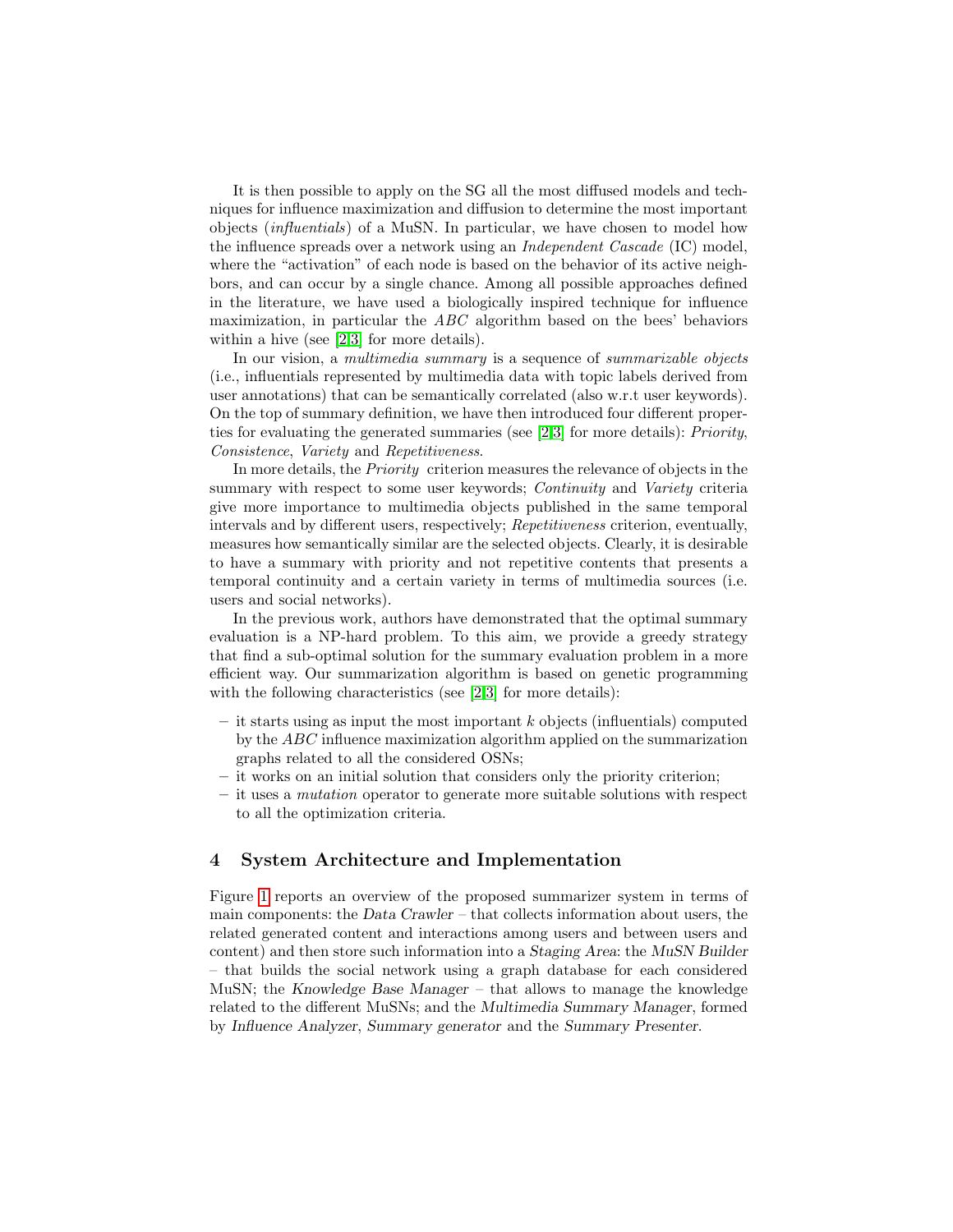It is then possible to apply on the SG all the most diffused models and techniques for influence maximization and diffusion to determine the most important objects (*influentials*) of a MuSN. In particular, we have chosen to model how the influence spreads over a network using an *Independent Cascade* (IC) model, where the "activation" of each node is based on the behavior of its active neighbors, and can occur by a single chance. Among all possible approaches defined in the literature, we have used a biologically inspired technique for influence maximization, in particular the *ABC* algorithm based on the bees' behaviors within a hive (see [2,3] for more details).

In our vision, a *multimedia summary* is a sequence of *summarizable objects* (i.e., influentials represented by multimedia data with topic labels derived from user annotations) that can be semantically correlated (also w.r.t user keywords). On the top of summary definition, we have then introduced four different properties for evaluating the generated summaries (see [2,3] for more details): *Priority*, *Consistence*, *Variety* and *Repetitiveness*.

In more details, the *Priority* criterion measures the relevance of objects in the summary with respect to some user keywords; *Continuity* and *Variety* criteria give more importance to multimedia objects published in the same temporal intervals and by different users, respectively; *Repetitiveness* criterion, eventually, measures how semantically similar are the selected objects. Clearly, it is desirable to have a summary with priority and not repetitive contents that presents a temporal continuity and a certain variety in terms of multimedia sources (i.e. users and social networks).

In the previous work, authors have demonstrated that the optimal summary evaluation is a NP-hard problem. To this aim, we provide a greedy strategy that find a sub-optimal solution for the summary evaluation problem in a more efficient way. Our summarization algorithm is based on genetic programming with the following characteristics (see [2,3] for more details):

- it starts using as input the most important $k$ objects (influentials) computed by the *ABC* influence maximization algorithm applied on the summarization graphs related to all the considered OSNs;
- it works on an initial solution that considers only the priority criterion;
- it uses a *mutation* operator to generate more suitable solutions with respect to all the optimization criteria.

## 4 System Architecture and Implementation

Figure 1 reports an overview of the proposed summarizer system in terms of main components: the *Data Crawler* – that collects information about users, the related generated content and interactions among users and between users and content) and then store such information into a *Staging Area*: the *MuSN Builder* – that builds the social network using a graph database for each considered MuSN; the *Knowledge Base Manager* – that allows to manage the knowledge related to the different MuSNs; and the *Multimedia Summary Manager*, formed by *Influence Analyzer*, *Summary generator* and the *Summary Presenter*.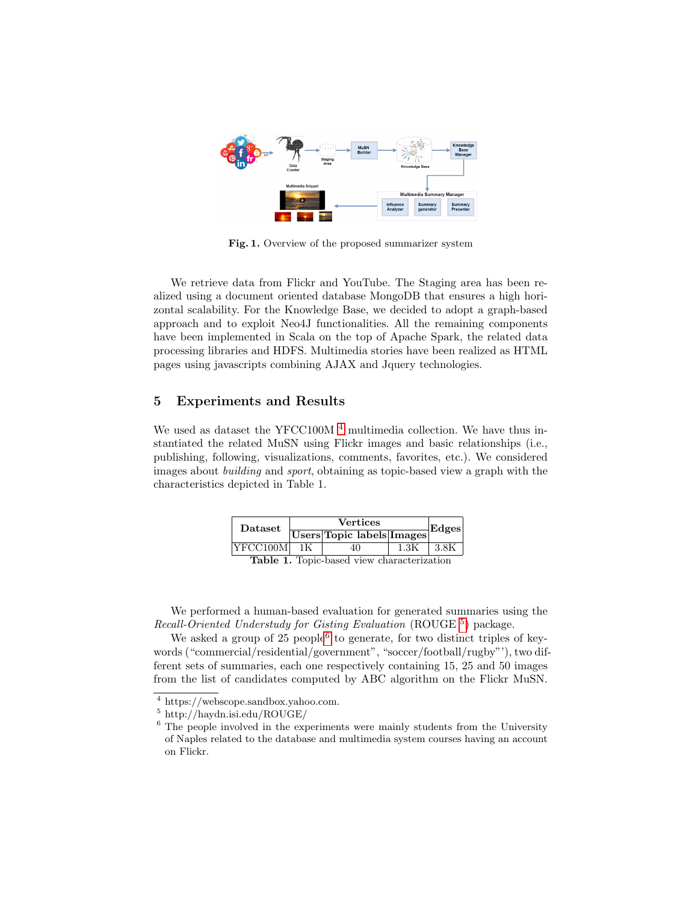Fig. 1. Overview of the proposed summarizer system

We retrieve data from Flickr and YouTube. The Staging area has been realized using a document oriented database MongoDB that ensures a high horizontal scalability. For the Knowledge Base, we decided to adopt a graph-based approach and to exploit Neo4J functionalities. All the remaining components have been implemented in Scala on the top of Apache Spark, the related data processing libraries and HDFS. Multimedia stories have been realized as HTML pages using javascripts combining AJAX and Jquery technologies.

## 5 Experiments and Results

We used as dataset the YFCC100M [4] multimedia collection. We have thus instantiated the related MuSN using Flickr images and basic relationships (i.e., publishing, following, visualizations, comments, favorites, etc.). We considered images about *building* and *sport*, obtaining as topic-based view a graph with the characteristics depicted in Table 1.

| Dataset | Vertices | | | Edges |
|---|---|---|---|---|
| | Users | Topic labels | Images | |
| YFCC100M | 1K | 40 | 1.3K | 3.8K |

**Table 1.** Topic-based view characterization

We performed a human-based evaluation for generated summaries using the *Recall-Oriented Understudy for Gisting Evaluation* (ROUGE [5]) package.

We asked a group of 25 people[6] to generate, for two distinct triples of keywords ("commercial/residential/government", "soccer/football/rugby"'), two different sets of summaries, each one respectively containing 15, 25 and 50 images from the list of candidates computed by ABC algorithm on the Flickr MuSN.

[4] https://webscope.sandbox.yahoo.com.

[5] http://haydn.isi.edu/ROUGE/

[6] The people involved in the experiments were mainly students from the University of Naples related to the database and multimedia system courses having an account on Flickr.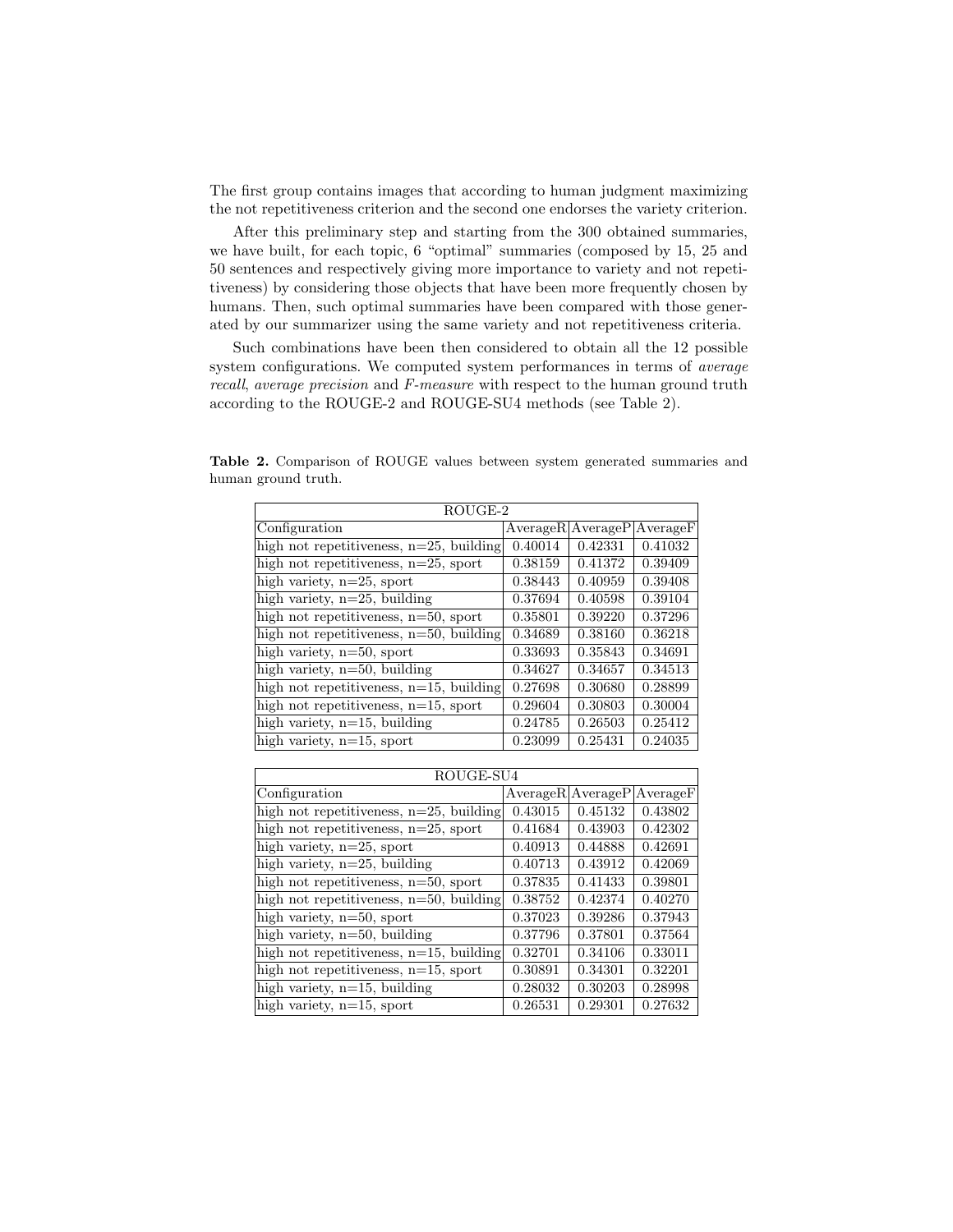The first group contains images that according to human judgment maximizing the not repetitiveness criterion and the second one endorses the variety criterion.

After this preliminary step and starting from the 300 obtained summaries, we have built, for each topic, 6 "optimal" summaries (composed by 15, 25 and 50 sentences and respectively giving more importance to variety and not repetitiveness) by considering those objects that have been more frequently chosen by humans. Then, such optimal summaries have been compared with those generated by our summarizer using the same variety and not repetitiveness criteria.

Such combinations have been then considered to obtain all the 12 possible system configurations. We computed system performances in terms of *average recall*, *average precision* and *F-measure* with respect to the human ground truth according to the ROUGE-2 and ROUGE-SU4 methods (see Table 2).

**Table 2.** Comparison of ROUGE values between system generated summaries and human ground truth.

| ROUGE-2 | | | |
|---|---|---|---|
| Configuration | AverageR | AverageP | AverageF |
| high not repetitiveness, n=25, building | 0.40014 | 0.42331 | 0.41032 |
| high not repetitiveness, n=25, sport | 0.38159 | 0.41372 | 0.39409 |
| high variety, n=25, sport | 0.38443 | 0.40959 | 0.39408 |
| high variety, n=25, building | 0.37694 | 0.40598 | 0.39104 |
| high not repetitiveness, n=50, sport | 0.35801 | 0.39220 | 0.37296 |
| high not repetitiveness, n=50, building | 0.34689 | 0.38160 | 0.36218 |
| high variety, n=50, sport | 0.33693 | 0.35843 | 0.34691 |
| high variety, n=50, building | 0.34627 | 0.34657 | 0.34513 |
| high not repetitiveness, n=15, building | 0.27698 | 0.30680 | 0.28899 |
| high not repetitiveness, n=15, sport | 0.29604 | 0.30803 | 0.30004 |
| high variety, n=15, building | 0.24785 | 0.26503 | 0.25412 |
| high variety, n=15, sport | 0.23099 | 0.25431 | 0.24035 |

| ROUGE-SU4 | | | |
|---|---|---|---|
| Configuration | AverageR | AverageP | AverageF |
| high not repetitiveness, n=25, building | 0.43015 | 0.45132 | 0.43802 |
| high not repetitiveness, n=25, sport | 0.41684 | 0.43903 | 0.42302 |
| high variety, n=25, sport | 0.40913 | 0.44888 | 0.42691 |
| high variety, n=25, building | 0.40713 | 0.43912 | 0.42069 |
| high not repetitiveness, n=50, sport | 0.37835 | 0.41433 | 0.39801 |
| high not repetitiveness, n=50, building | 0.38752 | 0.42374 | 0.40270 |
| high variety, n=50, sport | 0.37023 | 0.39286 | 0.37943 |
| high variety, n=50, building | 0.37796 | 0.37801 | 0.37564 |
| high not repetitiveness, n=15, building | 0.32701 | 0.34106 | 0.33011 |
| high not repetitiveness, n=15, sport | 0.30891 | 0.34301 | 0.32201 |
| high variety, n=15, building | 0.28032 | 0.30203 | 0.28998 |
| high variety, n=15, sport | 0.26531 | 0.29301 | 0.27632 |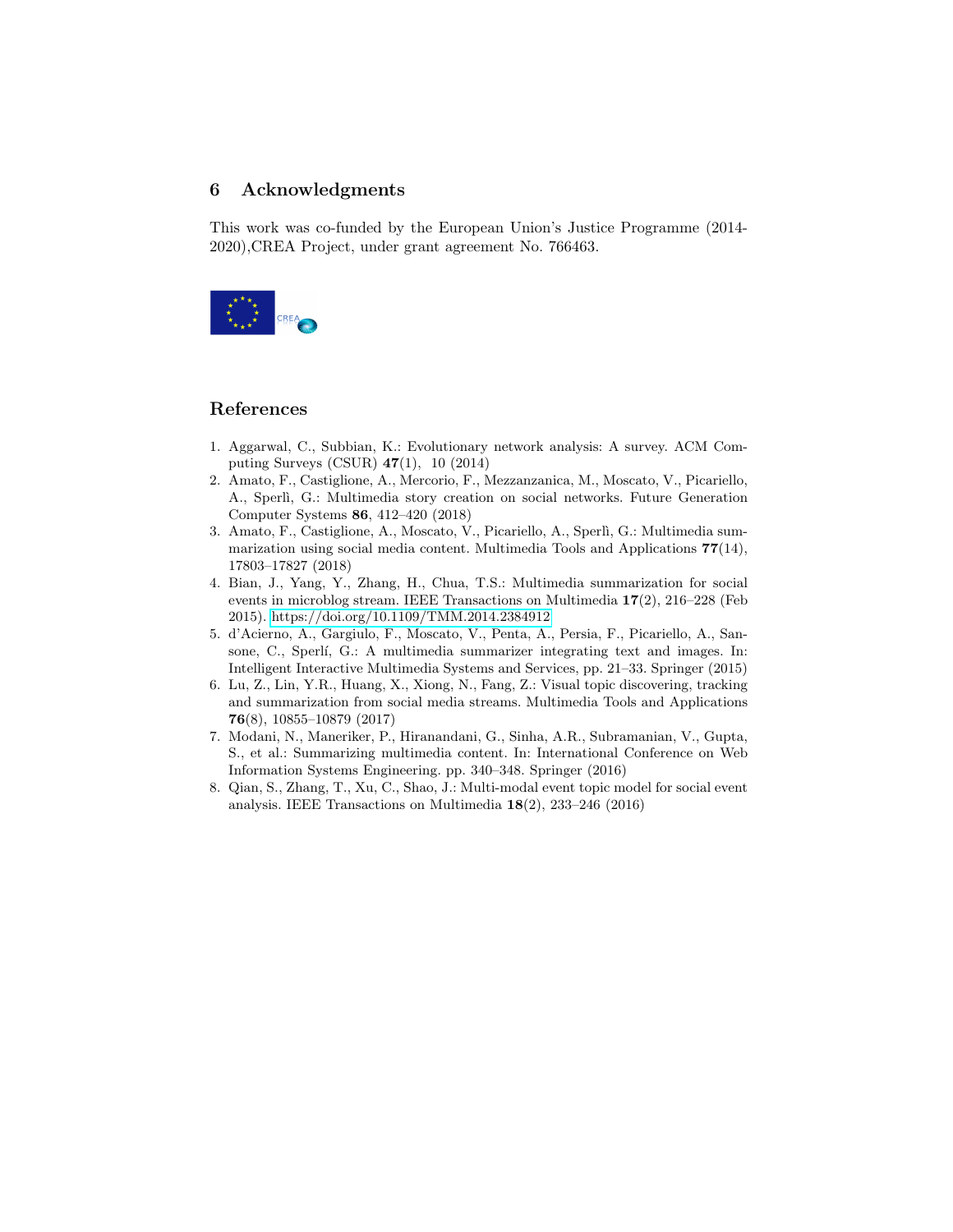## 6 Acknowledgments

This work was co-funded by the European Union's Justice Programme (2014-2020),CREA Project, under grant agreement No. 766463.

## References

1. Aggarwal, C., Subbian, K.: Evolutionary network analysis: A survey. ACM Computing Surveys (CSUR) **47**(1), 10 (2014)
2. Amato, F., Castiglione, A., Mercorio, F., Mezzanzanica, M., Moscato, V., Picariello, A., Sperlì, G.: Multimedia story creation on social networks. Future Generation Computer Systems **86**, 412–420 (2018)
3. Amato, F., Castiglione, A., Moscato, V., Picariello, A., Sperlì, G.: Multimedia summarization using social media content. Multimedia Tools and Applications **77**(14), 17803–17827 (2018)
4. Bian, J., Yang, Y., Zhang, H., Chua, T.S.: Multimedia summarization for social events in microblog stream. IEEE Transactions on Multimedia **17**(2), 216–228 (Feb 2015). https://doi.org/10.1109/TMM.2014.2384912
5. d'Acierno, A., Gargiulo, F., Moscato, V., Penta, A., Persia, F., Picariello, A., Sansone, C., Sperlí, G.: A multimedia summarizer integrating text and images. In: Intelligent Interactive Multimedia Systems and Services, pp. 21–33. Springer (2015)
6. Lu, Z., Lin, Y.R., Huang, X., Xiong, N., Fang, Z.: Visual topic discovering, tracking and summarization from social media streams. Multimedia Tools and Applications **76**(8), 10855–10879 (2017)
7. Modani, N., Maneriker, P., Hiranandani, G., Sinha, A.R., Subramanian, V., Gupta, S., et al.: Summarizing multimedia content. In: International Conference on Web Information Systems Engineering. pp. 340–348. Springer (2016)
8. Qian, S., Zhang, T., Xu, C., Shao, J.: Multi-modal event topic model for social event analysis. IEEE Transactions on Multimedia **18**(2), 233–246 (2016)